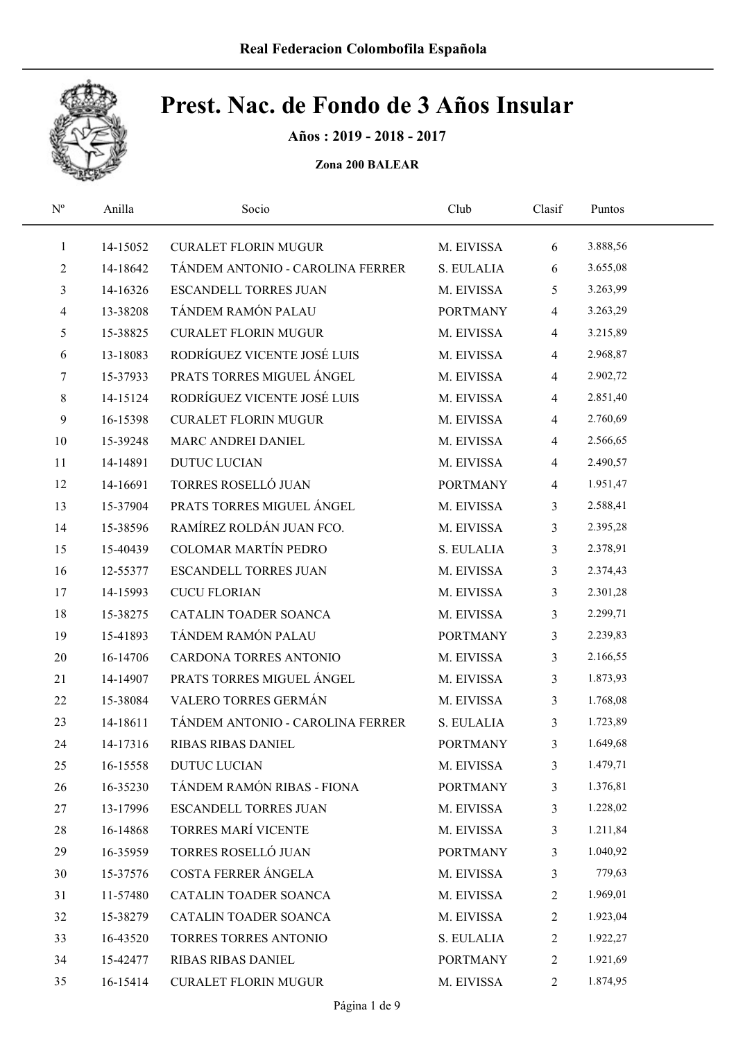Real Federacion Colombofila Española

# Prest. Nac. de Fondo de 3 Años Insular

**Años : 2019 - 2018 - 2017**

**Zona 200 BALEAR**

| Nº | Anilla | Socio | Club | Clasif | Puntos |
|---|---|---|---|---|---|
| 1 | 14-15052 | CURALET FLORIN MUGUR | M. EIVISSA | 6 | 3.888,56 |
| 2 | 14-18642 | TÁNDEM ANTONIO - CAROLINA FERRER | S. EULALIA | 6 | 3.655,08 |
| 3 | 14-16326 | ESCANDELL TORRES JUAN | M. EIVISSA | 5 | 3.263,99 |
| 4 | 13-38208 | TÁNDEM RAMÓN PALAU | PORTMANY | 4 | 3.263,29 |
| 5 | 15-38825 | CURALET FLORIN MUGUR | M. EIVISSA | 4 | 3.215,89 |
| 6 | 13-18083 | RODRÍGUEZ VICENTE JOSÉ LUIS | M. EIVISSA | 4 | 2.968,87 |
| 7 | 15-37933 | PRATS TORRES MIGUEL ÁNGEL | M. EIVISSA | 4 | 2.902,72 |
| 8 | 14-15124 | RODRÍGUEZ VICENTE JOSÉ LUIS | M. EIVISSA | 4 | 2.851,40 |
| 9 | 16-15398 | CURALET FLORIN MUGUR | M. EIVISSA | 4 | 2.760,69 |
| 10 | 15-39248 | MARC ANDREI DANIEL | M. EIVISSA | 4 | 2.566,65 |
| 11 | 14-14891 | DUTUC LUCIAN | M. EIVISSA | 4 | 2.490,57 |
| 12 | 14-16691 | TORRES ROSELLÓ JUAN | PORTMANY | 4 | 1.951,47 |
| 13 | 15-37904 | PRATS TORRES MIGUEL ÁNGEL | M. EIVISSA | 3 | 2.588,41 |
| 14 | 15-38596 | RAMÍREZ ROLDÁN JUAN FCO. | M. EIVISSA | 3 | 2.395,28 |
| 15 | 15-40439 | COLOMAR MARTÍN PEDRO | S. EULALIA | 3 | 2.378,91 |
| 16 | 12-55377 | ESCANDELL TORRES JUAN | M. EIVISSA | 3 | 2.374,43 |
| 17 | 14-15993 | CUCU FLORIAN | M. EIVISSA | 3 | 2.301,28 |
| 18 | 15-38275 | CATALIN TOADER SOANCA | M. EIVISSA | 3 | 2.299,71 |
| 19 | 15-41893 | TÁNDEM RAMÓN PALAU | PORTMANY | 3 | 2.239,83 |
| 20 | 16-14706 | CARDONA TORRES ANTONIO | M. EIVISSA | 3 | 2.166,55 |
| 21 | 14-14907 | PRATS TORRES MIGUEL ÁNGEL | M. EIVISSA | 3 | 1.873,93 |
| 22 | 15-38084 | VALERO TORRES GERMÁN | M. EIVISSA | 3 | 1.768,08 |
| 23 | 14-18611 | TÁNDEM ANTONIO - CAROLINA FERRER | S. EULALIA | 3 | 1.723,89 |
| 24 | 14-17316 | RIBAS RIBAS DANIEL | PORTMANY | 3 | 1.649,68 |
| 25 | 16-15558 | DUTUC LUCIAN | M. EIVISSA | 3 | 1.479,71 |
| 26 | 16-35230 | TÁNDEM RAMÓN RIBAS - FIONA | PORTMANY | 3 | 1.376,81 |
| 27 | 13-17996 | ESCANDELL TORRES JUAN | M. EIVISSA | 3 | 1.228,02 |
| 28 | 16-14868 | TORRES MARÍ VICENTE | M. EIVISSA | 3 | 1.211,84 |
| 29 | 16-35959 | TORRES ROSELLÓ JUAN | PORTMANY | 3 | 1.040,92 |
| 30 | 15-37576 | COSTA FERRER ÁNGELA | M. EIVISSA | 3 | 779,63 |
| 31 | 11-57480 | CATALIN TOADER SOANCA | M. EIVISSA | 2 | 1.969,01 |
| 32 | 15-38279 | CATALIN TOADER SOANCA | M. EIVISSA | 2 | 1.923,04 |
| 33 | 16-43520 | TORRES TORRES ANTONIO | S. EULALIA | 2 | 1.922,27 |
| 34 | 15-42477 | RIBAS RIBAS DANIEL | PORTMANY | 2 | 1.921,69 |
| 35 | 16-15414 | CURALET FLORIN MUGUR | M. EIVISSA | 2 | 1.874,95 |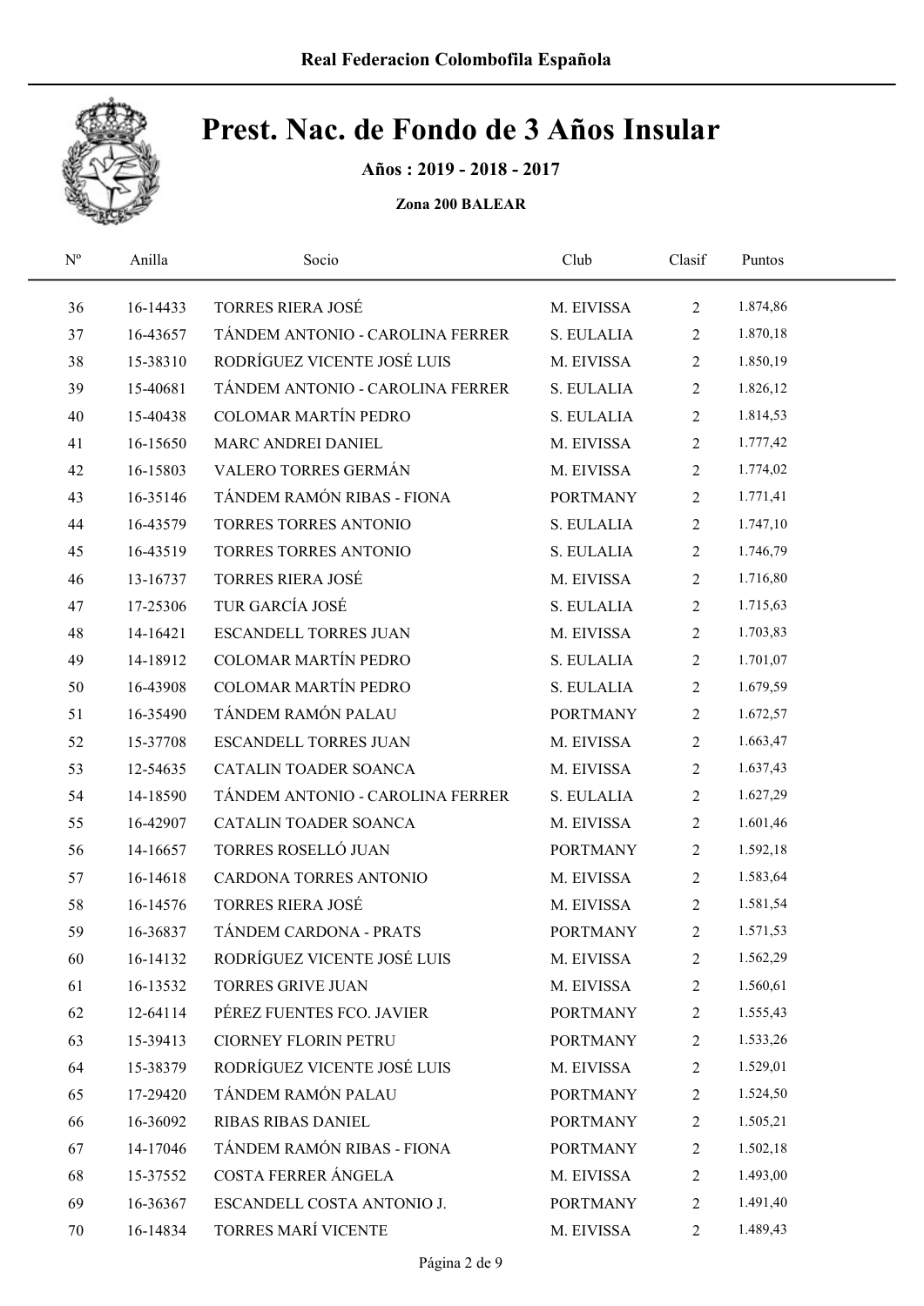# Prest. Nac. de Fondo de 3 Años Insular

**Años : 2019 - 2018 - 2017**

**Zona 200 BALEAR**

| Nº | Anilla | Socio | Club | Clasif | Puntos |
|---|---|---|---|---|---|
| 36 | 16-14433 | TORRES RIERA JOSÉ | M. EIVISSA | 2 | 1.874,86 |
| 37 | 16-43657 | TÁNDEM ANTONIO - CAROLINA FERRER | S. EULALIA | 2 | 1.870,18 |
| 38 | 15-38310 | RODRÍGUEZ VICENTE JOSÉ LUIS | M. EIVISSA | 2 | 1.850,19 |
| 39 | 15-40681 | TÁNDEM ANTONIO - CAROLINA FERRER | S. EULALIA | 2 | 1.826,12 |
| 40 | 15-40438 | COLOMAR MARTÍN PEDRO | S. EULALIA | 2 | 1.814,53 |
| 41 | 16-15650 | MARC ANDREI DANIEL | M. EIVISSA | 2 | 1.777,42 |
| 42 | 16-15803 | VALERO TORRES GERMÁN | M. EIVISSA | 2 | 1.774,02 |
| 43 | 16-35146 | TÁNDEM RAMÓN RIBAS - FIONA | PORTMANY | 2 | 1.771,41 |
| 44 | 16-43579 | TORRES TORRES ANTONIO | S. EULALIA | 2 | 1.747,10 |
| 45 | 16-43519 | TORRES TORRES ANTONIO | S. EULALIA | 2 | 1.746,79 |
| 46 | 13-16737 | TORRES RIERA JOSÉ | M. EIVISSA | 2 | 1.716,80 |
| 47 | 17-25306 | TUR GARCÍA JOSÉ | S. EULALIA | 2 | 1.715,63 |
| 48 | 14-16421 | ESCANDELL TORRES JUAN | M. EIVISSA | 2 | 1.703,83 |
| 49 | 14-18912 | COLOMAR MARTÍN PEDRO | S. EULALIA | 2 | 1.701,07 |
| 50 | 16-43908 | COLOMAR MARTÍN PEDRO | S. EULALIA | 2 | 1.679,59 |
| 51 | 16-35490 | TÁNDEM RAMÓN PALAU | PORTMANY | 2 | 1.672,57 |
| 52 | 15-37708 | ESCANDELL TORRES JUAN | M. EIVISSA | 2 | 1.663,47 |
| 53 | 12-54635 | CATALIN TOADER SOANCA | M. EIVISSA | 2 | 1.637,43 |
| 54 | 14-18590 | TÁNDEM ANTONIO - CAROLINA FERRER | S. EULALIA | 2 | 1.627,29 |
| 55 | 16-42907 | CATALIN TOADER SOANCA | M. EIVISSA | 2 | 1.601,46 |
| 56 | 14-16657 | TORRES ROSELLÓ JUAN | PORTMANY | 2 | 1.592,18 |
| 57 | 16-14618 | CARDONA TORRES ANTONIO | M. EIVISSA | 2 | 1.583,64 |
| 58 | 16-14576 | TORRES RIERA JOSÉ | M. EIVISSA | 2 | 1.581,54 |
| 59 | 16-36837 | TÁNDEM CARDONA - PRATS | PORTMANY | 2 | 1.571,53 |
| 60 | 16-14132 | RODRÍGUEZ VICENTE JOSÉ LUIS | M. EIVISSA | 2 | 1.562,29 |
| 61 | 16-13532 | TORRES GRIVE JUAN | M. EIVISSA | 2 | 1.560,61 |
| 62 | 12-64114 | PÉREZ FUENTES FCO. JAVIER | PORTMANY | 2 | 1.555,43 |
| 63 | 15-39413 | CIORNEY FLORIN PETRU | PORTMANY | 2 | 1.533,26 |
| 64 | 15-38379 | RODRÍGUEZ VICENTE JOSÉ LUIS | M. EIVISSA | 2 | 1.529,01 |
| 65 | 17-29420 | TÁNDEM RAMÓN PALAU | PORTMANY | 2 | 1.524,50 |
| 66 | 16-36092 | RIBAS RIBAS DANIEL | PORTMANY | 2 | 1.505,21 |
| 67 | 14-17046 | TÁNDEM RAMÓN RIBAS - FIONA | PORTMANY | 2 | 1.502,18 |
| 68 | 15-37552 | COSTA FERRER ÁNGELA | M. EIVISSA | 2 | 1.493,00 |
| 69 | 16-36367 | ESCANDELL COSTA ANTONIO J. | PORTMANY | 2 | 1.491,40 |
| 70 | 16-14834 | TORRES MARÍ VICENTE | M. EIVISSA | 2 | 1.489,43 |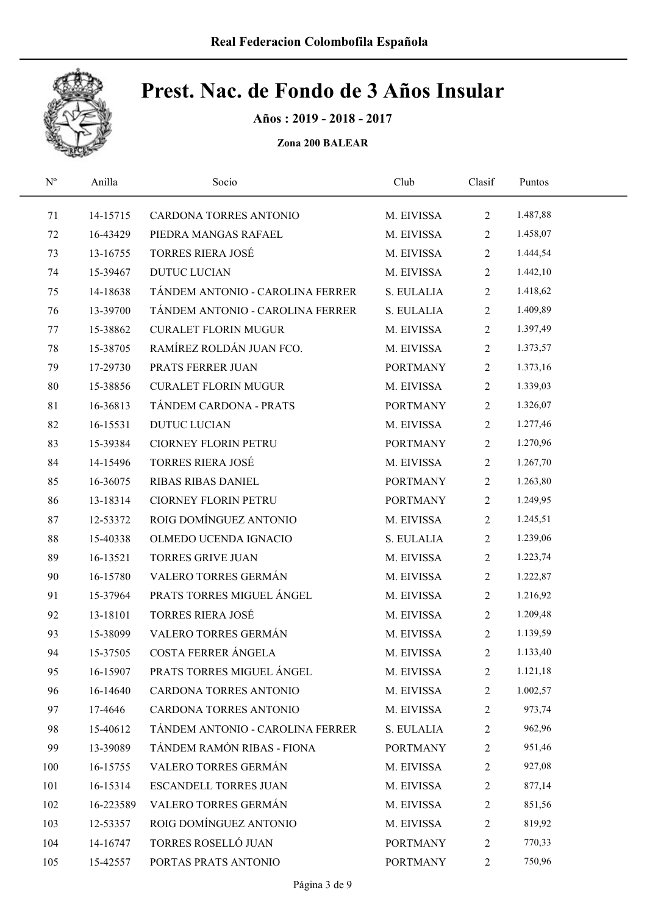# Prest. Nac. de Fondo de 3 Años Insular

**Años : 2019 - 2018 - 2017**

**Zona 200 BALEAR**

| Nº | Anilla | Socio | Club | Clasif | Puntos |
|---|---|---|---|---|---|
| 71 | 14-15715 | CARDONA TORRES ANTONIO | M. EIVISSA | 2 | 1.487,88 |
| 72 | 16-43429 | PIEDRA MANGAS RAFAEL | M. EIVISSA | 2 | 1.458,07 |
| 73 | 13-16755 | TORRES RIERA JOSÉ | M. EIVISSA | 2 | 1.444,54 |
| 74 | 15-39467 | DUTUC LUCIAN | M. EIVISSA | 2 | 1.442,10 |
| 75 | 14-18638 | TÁNDEM ANTONIO - CAROLINA FERRER | S. EULALIA | 2 | 1.418,62 |
| 76 | 13-39700 | TÁNDEM ANTONIO - CAROLINA FERRER | S. EULALIA | 2 | 1.409,89 |
| 77 | 15-38862 | CURALET FLORIN MUGUR | M. EIVISSA | 2 | 1.397,49 |
| 78 | 15-38705 | RAMÍREZ ROLDÁN JUAN FCO. | M. EIVISSA | 2 | 1.373,57 |
| 79 | 17-29730 | PRATS FERRER JUAN | PORTMANY | 2 | 1.373,16 |
| 80 | 15-38856 | CURALET FLORIN MUGUR | M. EIVISSA | 2 | 1.339,03 |
| 81 | 16-36813 | TÁNDEM CARDONA - PRATS | PORTMANY | 2 | 1.326,07 |
| 82 | 16-15531 | DUTUC LUCIAN | M. EIVISSA | 2 | 1.277,46 |
| 83 | 15-39384 | CIORNEY FLORIN PETRU | PORTMANY | 2 | 1.270,96 |
| 84 | 14-15496 | TORRES RIERA JOSÉ | M. EIVISSA | 2 | 1.267,70 |
| 85 | 16-36075 | RIBAS RIBAS DANIEL | PORTMANY | 2 | 1.263,80 |
| 86 | 13-18314 | CIORNEY FLORIN PETRU | PORTMANY | 2 | 1.249,95 |
| 87 | 12-53372 | ROIG DOMÍNGUEZ ANTONIO | M. EIVISSA | 2 | 1.245,51 |
| 88 | 15-40338 | OLMEDO UCENDA IGNACIO | S. EULALIA | 2 | 1.239,06 |
| 89 | 16-13521 | TORRES GRIVE JUAN | M. EIVISSA | 2 | 1.223,74 |
| 90 | 16-15780 | VALERO TORRES GERMÁN | M. EIVISSA | 2 | 1.222,87 |
| 91 | 15-37964 | PRATS TORRES MIGUEL ÁNGEL | M. EIVISSA | 2 | 1.216,92 |
| 92 | 13-18101 | TORRES RIERA JOSÉ | M. EIVISSA | 2 | 1.209,48 |
| 93 | 15-38099 | VALERO TORRES GERMÁN | M. EIVISSA | 2 | 1.139,59 |
| 94 | 15-37505 | COSTA FERRER ÁNGELA | M. EIVISSA | 2 | 1.133,40 |
| 95 | 16-15907 | PRATS TORRES MIGUEL ÁNGEL | M. EIVISSA | 2 | 1.121,18 |
| 96 | 16-14640 | CARDONA TORRES ANTONIO | M. EIVISSA | 2 | 1.002,57 |
| 97 | 17-4646 | CARDONA TORRES ANTONIO | M. EIVISSA | 2 | 973,74 |
| 98 | 15-40612 | TÁNDEM ANTONIO - CAROLINA FERRER | S. EULALIA | 2 | 962,96 |
| 99 | 13-39089 | TÁNDEM RAMÓN RIBAS - FIONA | PORTMANY | 2 | 951,46 |
| 100 | 16-15755 | VALERO TORRES GERMÁN | M. EIVISSA | 2 | 927,08 |
| 101 | 16-15314 | ESCANDELL TORRES JUAN | M. EIVISSA | 2 | 877,14 |
| 102 | 16-223589 | VALERO TORRES GERMÁN | M. EIVISSA | 2 | 851,56 |
| 103 | 12-53357 | ROIG DOMÍNGUEZ ANTONIO | M. EIVISSA | 2 | 819,92 |
| 104 | 14-16747 | TORRES ROSELLÓ JUAN | PORTMANY | 2 | 770,33 |
| 105 | 15-42557 | PORTAS PRATS ANTONIO | PORTMANY | 2 | 750,96 |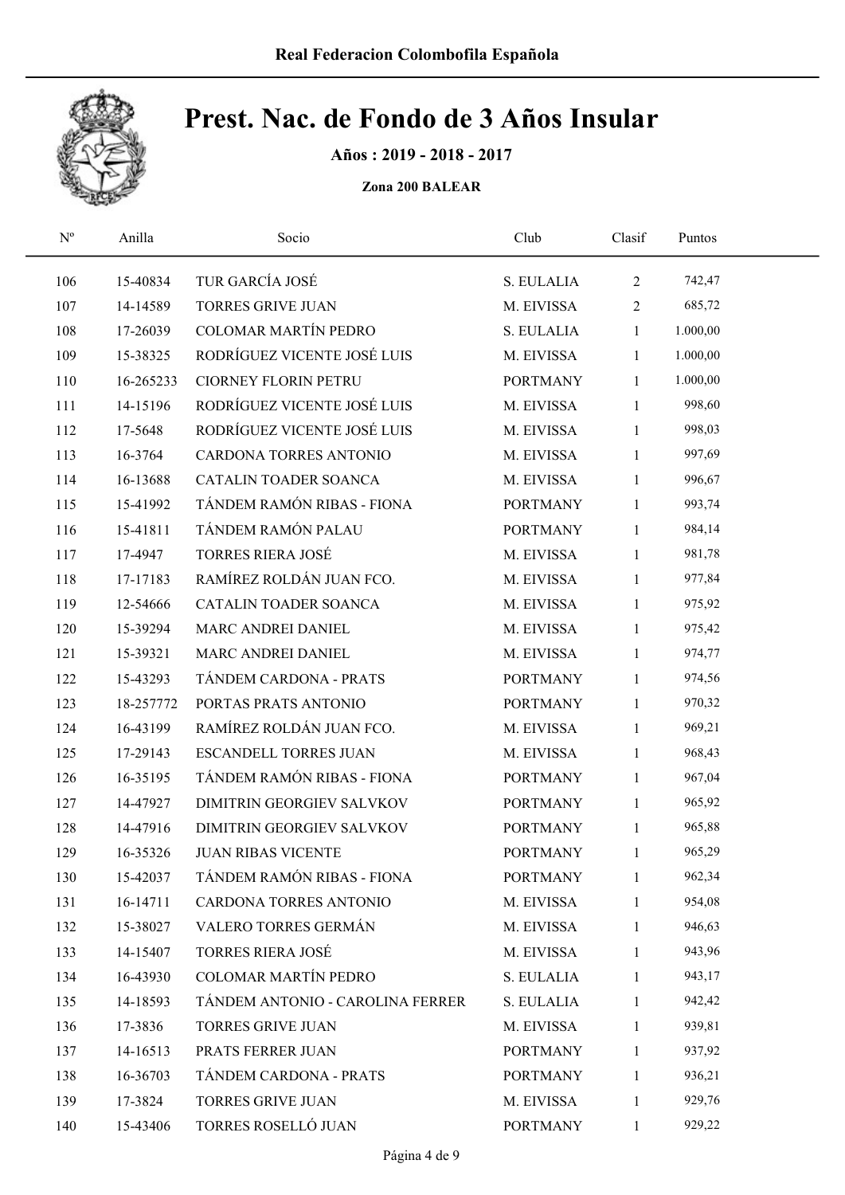# Prest. Nac. de Fondo de 3 Años Insular

**Años : 2019 - 2018 - 2017**

**Zona 200 BALEAR**

| Nº | Anilla | Socio | Club | Clasif | Puntos |
|---|---|---|---|---|---|
| 106 | 15-40834 | TUR GARCÍA JOSÉ | S. EULALIA | 2 | 742,47 |
| 107 | 14-14589 | TORRES GRIVE JUAN | M. EIVISSA | 2 | 685,72 |
| 108 | 17-26039 | COLOMAR MARTÍN PEDRO | S. EULALIA | 1 | 1.000,00 |
| 109 | 15-38325 | RODRÍGUEZ VICENTE JOSÉ LUIS | M. EIVISSA | 1 | 1.000,00 |
| 110 | 16-265233 | CIORNEY FLORIN PETRU | PORTMANY | 1 | 1.000,00 |
| 111 | 14-15196 | RODRÍGUEZ VICENTE JOSÉ LUIS | M. EIVISSA | 1 | 998,60 |
| 112 | 17-5648 | RODRÍGUEZ VICENTE JOSÉ LUIS | M. EIVISSA | 1 | 998,03 |
| 113 | 16-3764 | CARDONA TORRES ANTONIO | M. EIVISSA | 1 | 997,69 |
| 114 | 16-13688 | CATALIN TOADER SOANCA | M. EIVISSA | 1 | 996,67 |
| 115 | 15-41992 | TÁNDEM RAMÓN RIBAS - FIONA | PORTMANY | 1 | 993,74 |
| 116 | 15-41811 | TÁNDEM RAMÓN PALAU | PORTMANY | 1 | 984,14 |
| 117 | 17-4947 | TORRES RIERA JOSÉ | M. EIVISSA | 1 | 981,78 |
| 118 | 17-17183 | RAMÍREZ ROLDÁN JUAN FCO. | M. EIVISSA | 1 | 977,84 |
| 119 | 12-54666 | CATALIN TOADER SOANCA | M. EIVISSA | 1 | 975,92 |
| 120 | 15-39294 | MARC ANDREI DANIEL | M. EIVISSA | 1 | 975,42 |
| 121 | 15-39321 | MARC ANDREI DANIEL | M. EIVISSA | 1 | 974,77 |
| 122 | 15-43293 | TÁNDEM CARDONA - PRATS | PORTMANY | 1 | 974,56 |
| 123 | 18-257772 | PORTAS PRATS ANTONIO | PORTMANY | 1 | 970,32 |
| 124 | 16-43199 | RAMÍREZ ROLDÁN JUAN FCO. | M. EIVISSA | 1 | 969,21 |
| 125 | 17-29143 | ESCANDELL TORRES JUAN | M. EIVISSA | 1 | 968,43 |
| 126 | 16-35195 | TÁNDEM RAMÓN RIBAS - FIONA | PORTMANY | 1 | 967,04 |
| 127 | 14-47927 | DIMITRIN GEORGIEV SALVKOV | PORTMANY | 1 | 965,92 |
| 128 | 14-47916 | DIMITRIN GEORGIEV SALVKOV | PORTMANY | 1 | 965,88 |
| 129 | 16-35326 | JUAN RIBAS VICENTE | PORTMANY | 1 | 965,29 |
| 130 | 15-42037 | TÁNDEM RAMÓN RIBAS - FIONA | PORTMANY | 1 | 962,34 |
| 131 | 16-14711 | CARDONA TORRES ANTONIO | M. EIVISSA | 1 | 954,08 |
| 132 | 15-38027 | VALERO TORRES GERMÁN | M. EIVISSA | 1 | 946,63 |
| 133 | 14-15407 | TORRES RIERA JOSÉ | M. EIVISSA | 1 | 943,96 |
| 134 | 16-43930 | COLOMAR MARTÍN PEDRO | S. EULALIA | 1 | 943,17 |
| 135 | 14-18593 | TÁNDEM ANTONIO - CAROLINA FERRER | S. EULALIA | 1 | 942,42 |
| 136 | 17-3836 | TORRES GRIVE JUAN | M. EIVISSA | 1 | 939,81 |
| 137 | 14-16513 | PRATS FERRER JUAN | PORTMANY | 1 | 937,92 |
| 138 | 16-36703 | TÁNDEM CARDONA - PRATS | PORTMANY | 1 | 936,21 |
| 139 | 17-3824 | TORRES GRIVE JUAN | M. EIVISSA | 1 | 929,76 |
| 140 | 15-43406 | TORRES ROSELLÓ JUAN | PORTMANY | 1 | 929,22 |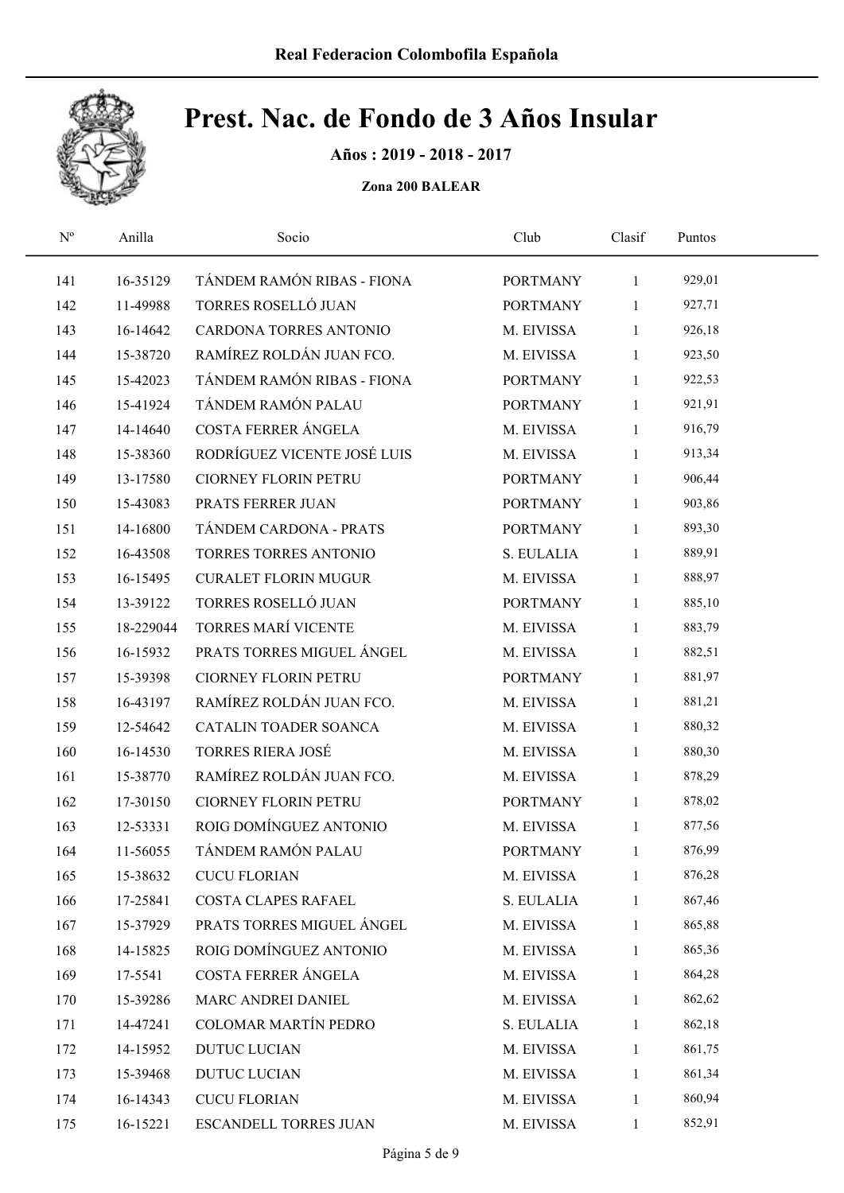# Prest. Nac. de Fondo de 3 Años Insular

**Años : 2019 - 2018 - 2017**

**Zona 200 BALEAR**

| Nº | Anilla | Socio | Club | Clasif | Puntos |
|---|---|---|---|---|---|
| 141 | 16-35129 | TÁNDEM RAMÓN RIBAS - FIONA | PORTMANY | 1 | 929,01 |
| 142 | 11-49988 | TORRES ROSELLÓ JUAN | PORTMANY | 1 | 927,71 |
| 143 | 16-14642 | CARDONA TORRES ANTONIO | M. EIVISSA | 1 | 926,18 |
| 144 | 15-38720 | RAMÍREZ ROLDÁN JUAN FCO. | M. EIVISSA | 1 | 923,50 |
| 145 | 15-42023 | TÁNDEM RAMÓN RIBAS - FIONA | PORTMANY | 1 | 922,53 |
| 146 | 15-41924 | TÁNDEM RAMÓN PALAU | PORTMANY | 1 | 921,91 |
| 147 | 14-14640 | COSTA FERRER ÁNGELA | M. EIVISSA | 1 | 916,79 |
| 148 | 15-38360 | RODRÍGUEZ VICENTE JOSÉ LUIS | M. EIVISSA | 1 | 913,34 |
| 149 | 13-17580 | CIORNEY FLORIN PETRU | PORTMANY | 1 | 906,44 |
| 150 | 15-43083 | PRATS FERRER JUAN | PORTMANY | 1 | 903,86 |
| 151 | 14-16800 | TÁNDEM CARDONA - PRATS | PORTMANY | 1 | 893,30 |
| 152 | 16-43508 | TORRES TORRES ANTONIO | S. EULALIA | 1 | 889,91 |
| 153 | 16-15495 | CURALET FLORIN MUGUR | M. EIVISSA | 1 | 888,97 |
| 154 | 13-39122 | TORRES ROSELLÓ JUAN | PORTMANY | 1 | 885,10 |
| 155 | 18-229044 | TORRES MARÍ VICENTE | M. EIVISSA | 1 | 883,79 |
| 156 | 16-15932 | PRATS TORRES MIGUEL ÁNGEL | M. EIVISSA | 1 | 882,51 |
| 157 | 15-39398 | CIORNEY FLORIN PETRU | PORTMANY | 1 | 881,97 |
| 158 | 16-43197 | RAMÍREZ ROLDÁN JUAN FCO. | M. EIVISSA | 1 | 881,21 |
| 159 | 12-54642 | CATALIN TOADER SOANCA | M. EIVISSA | 1 | 880,32 |
| 160 | 16-14530 | TORRES RIERA JOSÉ | M. EIVISSA | 1 | 880,30 |
| 161 | 15-38770 | RAMÍREZ ROLDÁN JUAN FCO. | M. EIVISSA | 1 | 878,29 |
| 162 | 17-30150 | CIORNEY FLORIN PETRU | PORTMANY | 1 | 878,02 |
| 163 | 12-53331 | ROIG DOMÍNGUEZ ANTONIO | M. EIVISSA | 1 | 877,56 |
| 164 | 11-56055 | TÁNDEM RAMÓN PALAU | PORTMANY | 1 | 876,99 |
| 165 | 15-38632 | CUCU FLORIAN | M. EIVISSA | 1 | 876,28 |
| 166 | 17-25841 | COSTA CLAPES RAFAEL | S. EULALIA | 1 | 867,46 |
| 167 | 15-37929 | PRATS TORRES MIGUEL ÁNGEL | M. EIVISSA | 1 | 865,88 |
| 168 | 14-15825 | ROIG DOMÍNGUEZ ANTONIO | M. EIVISSA | 1 | 865,36 |
| 169 | 17-5541 | COSTA FERRER ÁNGELA | M. EIVISSA | 1 | 864,28 |
| 170 | 15-39286 | MARC ANDREI DANIEL | M. EIVISSA | 1 | 862,62 |
| 171 | 14-47241 | COLOMAR MARTÍN PEDRO | S. EULALIA | 1 | 862,18 |
| 172 | 14-15952 | DUTUC LUCIAN | M. EIVISSA | 1 | 861,75 |
| 173 | 15-39468 | DUTUC LUCIAN | M. EIVISSA | 1 | 861,34 |
| 174 | 16-14343 | CUCU FLORIAN | M. EIVISSA | 1 | 860,94 |
| 175 | 16-15221 | ESCANDELL TORRES JUAN | M. EIVISSA | 1 | 852,91 |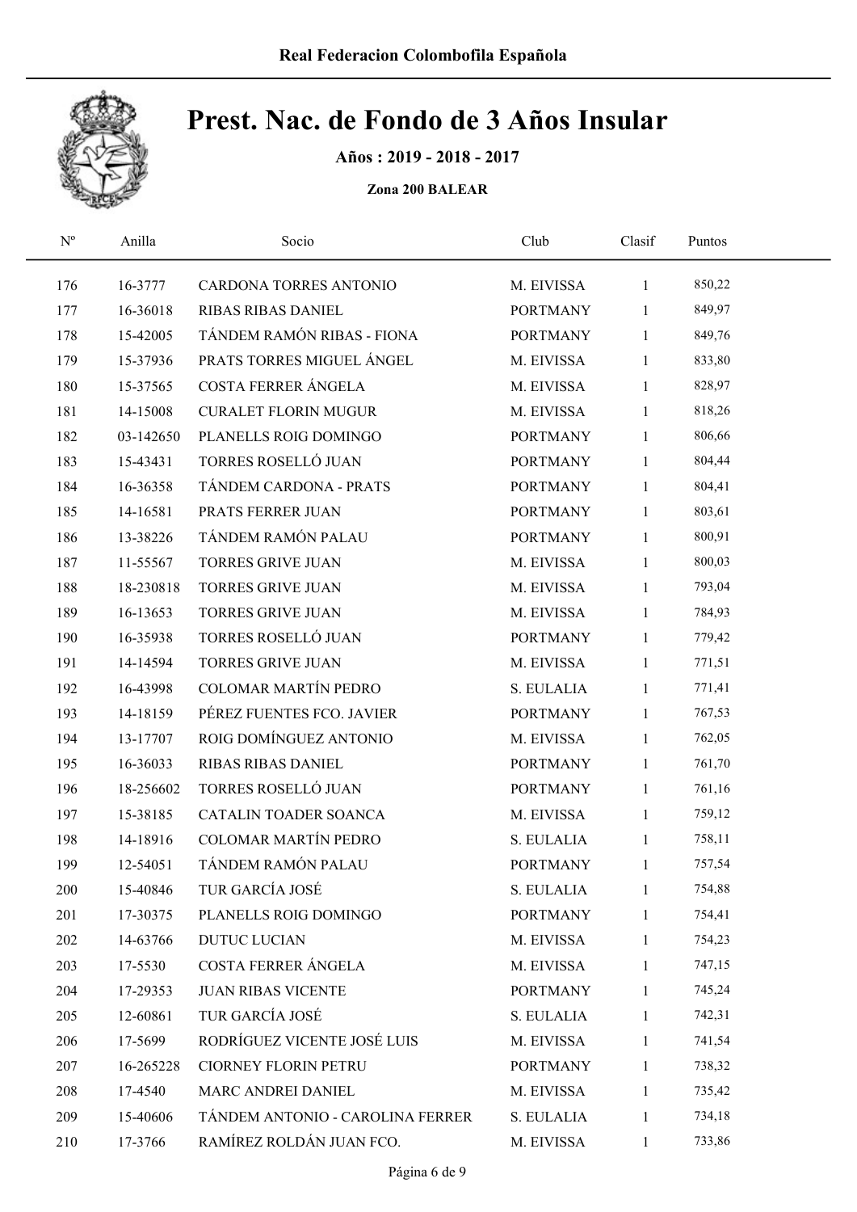# Real Federacion Colombofila Española

## Prest. Nac. de Fondo de 3 Años Insular

**Años : 2019 - 2018 - 2017**

**Zona 200 BALEAR**

| Nº | Anilla | Socio | Club | Clasif | Puntos |
|---|---|---|---|---|---|
| 176 | 16-3777 | CARDONA TORRES ANTONIO | M. EIVISSA | 1 | 850,22 |
| 177 | 16-36018 | RIBAS RIBAS DANIEL | PORTMANY | 1 | 849,97 |
| 178 | 15-42005 | TÁNDEM RAMÓN RIBAS - FIONA | PORTMANY | 1 | 849,76 |
| 179 | 15-37936 | PRATS TORRES MIGUEL ÁNGEL | M. EIVISSA | 1 | 833,80 |
| 180 | 15-37565 | COSTA FERRER ÁNGELA | M. EIVISSA | 1 | 828,97 |
| 181 | 14-15008 | CURALET FLORIN MUGUR | M. EIVISSA | 1 | 818,26 |
| 182 | 03-142650 | PLANELLS ROIG DOMINGO | PORTMANY | 1 | 806,66 |
| 183 | 15-43431 | TORRES ROSELLÓ JUAN | PORTMANY | 1 | 804,44 |
| 184 | 16-36358 | TÁNDEM CARDONA - PRATS | PORTMANY | 1 | 804,41 |
| 185 | 14-16581 | PRATS FERRER JUAN | PORTMANY | 1 | 803,61 |
| 186 | 13-38226 | TÁNDEM RAMÓN PALAU | PORTMANY | 1 | 800,91 |
| 187 | 11-55567 | TORRES GRIVE JUAN | M. EIVISSA | 1 | 800,03 |
| 188 | 18-230818 | TORRES GRIVE JUAN | M. EIVISSA | 1 | 793,04 |
| 189 | 16-13653 | TORRES GRIVE JUAN | M. EIVISSA | 1 | 784,93 |
| 190 | 16-35938 | TORRES ROSELLÓ JUAN | PORTMANY | 1 | 779,42 |
| 191 | 14-14594 | TORRES GRIVE JUAN | M. EIVISSA | 1 | 771,51 |
| 192 | 16-43998 | COLOMAR MARTÍN PEDRO | S. EULALIA | 1 | 771,41 |
| 193 | 14-18159 | PÉREZ FUENTES FCO. JAVIER | PORTMANY | 1 | 767,53 |
| 194 | 13-17707 | ROIG DOMÍNGUEZ ANTONIO | M. EIVISSA | 1 | 762,05 |
| 195 | 16-36033 | RIBAS RIBAS DANIEL | PORTMANY | 1 | 761,70 |
| 196 | 18-256602 | TORRES ROSELLÓ JUAN | PORTMANY | 1 | 761,16 |
| 197 | 15-38185 | CATALIN TOADER SOANCA | M. EIVISSA | 1 | 759,12 |
| 198 | 14-18916 | COLOMAR MARTÍN PEDRO | S. EULALIA | 1 | 758,11 |
| 199 | 12-54051 | TÁNDEM RAMÓN PALAU | PORTMANY | 1 | 757,54 |
| 200 | 15-40846 | TUR GARCÍA JOSÉ | S. EULALIA | 1 | 754,88 |
| 201 | 17-30375 | PLANELLS ROIG DOMINGO | PORTMANY | 1 | 754,41 |
| 202 | 14-63766 | DUTUC LUCIAN | M. EIVISSA | 1 | 754,23 |
| 203 | 17-5530 | COSTA FERRER ÁNGELA | M. EIVISSA | 1 | 747,15 |
| 204 | 17-29353 | JUAN RIBAS VICENTE | PORTMANY | 1 | 745,24 |
| 205 | 12-60861 | TUR GARCÍA JOSÉ | S. EULALIA | 1 | 742,31 |
| 206 | 17-5699 | RODRÍGUEZ VICENTE JOSÉ LUIS | M. EIVISSA | 1 | 741,54 |
| 207 | 16-265228 | CIORNEY FLORIN PETRU | PORTMANY | 1 | 738,32 |
| 208 | 17-4540 | MARC ANDREI DANIEL | M. EIVISSA | 1 | 735,42 |
| 209 | 15-40606 | TÁNDEM ANTONIO - CAROLINA FERRER | S. EULALIA | 1 | 734,18 |
| 210 | 17-3766 | RAMÍREZ ROLDÁN JUAN FCO. | M. EIVISSA | 1 | 733,86 |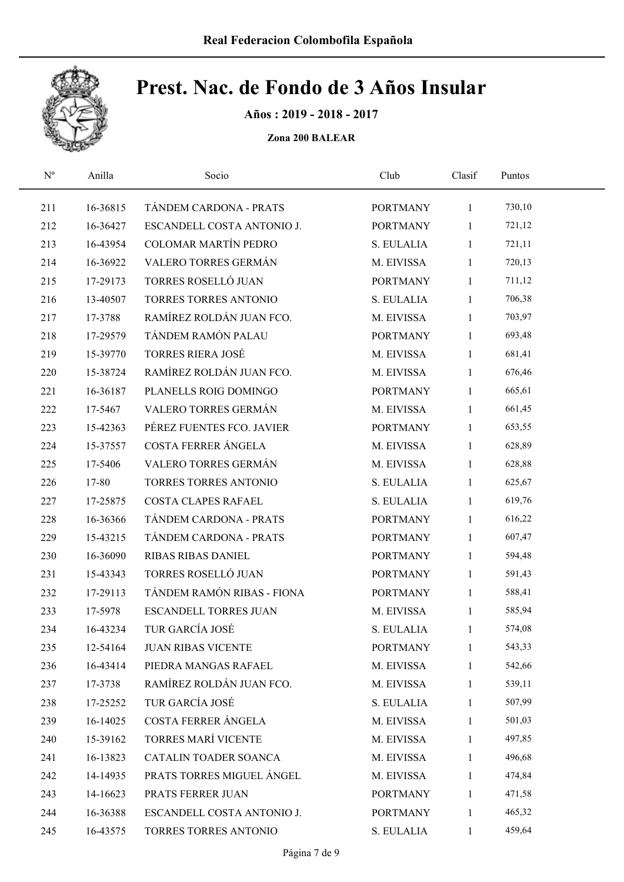# Prest. Nac. de Fondo de 3 Años Insular

**Años : 2019 - 2018 - 2017**

**Zona 200 BALEAR**

| Nº | Anilla | Socio | Club | Clasif | Puntos |
|---|---|---|---|---|---|
| 211 | 16-36815 | TÁNDEM CARDONA - PRATS | PORTMANY | 1 | 730,10 |
| 212 | 16-36427 | ESCANDELL COSTA ANTONIO J. | PORTMANY | 1 | 721,12 |
| 213 | 16-43954 | COLOMAR MARTÍN PEDRO | S. EULALIA | 1 | 721,11 |
| 214 | 16-36922 | VALERO TORRES GERMÁN | M. EIVISSA | 1 | 720,13 |
| 215 | 17-29173 | TORRES ROSELLÓ JUAN | PORTMANY | 1 | 711,12 |
| 216 | 13-40507 | TORRES TORRES ANTONIO | S. EULALIA | 1 | 706,38 |
| 217 | 17-3788 | RAMÍREZ ROLDÁN JUAN FCO. | M. EIVISSA | 1 | 703,97 |
| 218 | 17-29579 | TÁNDEM RAMÓN PALAU | PORTMANY | 1 | 693,48 |
| 219 | 15-39770 | TORRES RIERA JOSÉ | M. EIVISSA | 1 | 681,41 |
| 220 | 15-38724 | RAMÍREZ ROLDÁN JUAN FCO. | M. EIVISSA | 1 | 676,46 |
| 221 | 16-36187 | PLANELLS ROIG DOMINGO | PORTMANY | 1 | 665,61 |
| 222 | 17-5467 | VALERO TORRES GERMÁN | M. EIVISSA | 1 | 661,45 |
| 223 | 15-42363 | PÉREZ FUENTES FCO. JAVIER | PORTMANY | 1 | 653,55 |
| 224 | 15-37557 | COSTA FERRER ÁNGELA | M. EIVISSA | 1 | 628,89 |
| 225 | 17-5406 | VALERO TORRES GERMÁN | M. EIVISSA | 1 | 628,88 |
| 226 | 17-80 | TORRES TORRES ANTONIO | S. EULALIA | 1 | 625,67 |
| 227 | 17-25875 | COSTA CLAPES RAFAEL | S. EULALIA | 1 | 619,76 |
| 228 | 16-36366 | TÁNDEM CARDONA - PRATS | PORTMANY | 1 | 616,22 |
| 229 | 15-43215 | TÁNDEM CARDONA - PRATS | PORTMANY | 1 | 607,47 |
| 230 | 16-36090 | RIBAS RIBAS DANIEL | PORTMANY | 1 | 594,48 |
| 231 | 15-43343 | TORRES ROSELLÓ JUAN | PORTMANY | 1 | 591,43 |
| 232 | 17-29113 | TÁNDEM RAMÓN RIBAS - FIONA | PORTMANY | 1 | 588,41 |
| 233 | 17-5978 | ESCANDELL TORRES JUAN | M. EIVISSA | 1 | 585,94 |
| 234 | 16-43234 | TUR GARCÍA JOSÉ | S. EULALIA | 1 | 574,08 |
| 235 | 12-54164 | JUAN RIBAS VICENTE | PORTMANY | 1 | 543,33 |
| 236 | 16-43414 | PIEDRA MANGAS RAFAEL | M. EIVISSA | 1 | 542,66 |
| 237 | 17-3738 | RAMÍREZ ROLDÁN JUAN FCO. | M. EIVISSA | 1 | 539,11 |
| 238 | 17-25252 | TUR GARCÍA JOSÉ | S. EULALIA | 1 | 507,99 |
| 239 | 16-14025 | COSTA FERRER ÁNGELA | M. EIVISSA | 1 | 501,03 |
| 240 | 15-39162 | TORRES MARÍ VICENTE | M. EIVISSA | 1 | 497,85 |
| 241 | 16-13823 | CATALIN TOADER SOANCA | M. EIVISSA | 1 | 496,68 |
| 242 | 14-14935 | PRATS TORRES MIGUEL ÁNGEL | M. EIVISSA | 1 | 474,84 |
| 243 | 14-16623 | PRATS FERRER JUAN | PORTMANY | 1 | 471,58 |
| 244 | 16-36388 | ESCANDELL COSTA ANTONIO J. | PORTMANY | 1 | 465,32 |
| 245 | 16-43575 | TORRES TORRES ANTONIO | S. EULALIA | 1 | 459,64 |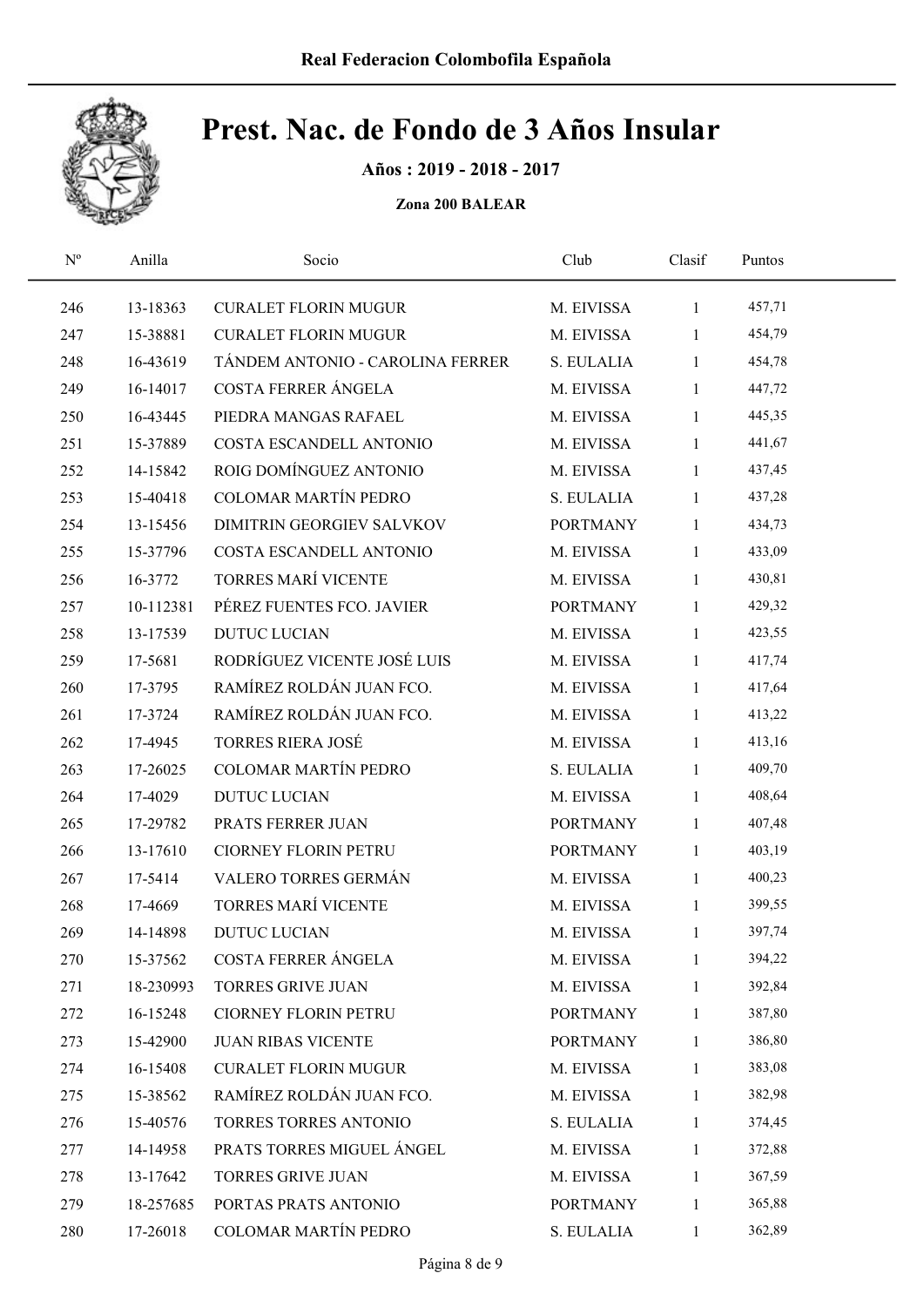# Prest. Nac. de Fondo de 3 Años Insular

**Años : 2019 - 2018 - 2017**

**Zona 200 BALEAR**

| Nº | Anilla | Socio | Club | Clasif | Puntos |
|---|---|---|---|---|---|
| 246 | 13-18363 | CURALET FLORIN MUGUR | M. EIVISSA | 1 | 457,71 |
| 247 | 15-38881 | CURALET FLORIN MUGUR | M. EIVISSA | 1 | 454,79 |
| 248 | 16-43619 | TÁNDEM ANTONIO - CAROLINA FERRER | S. EULALIA | 1 | 454,78 |
| 249 | 16-14017 | COSTA FERRER ÁNGELA | M. EIVISSA | 1 | 447,72 |
| 250 | 16-43445 | PIEDRA MANGAS RAFAEL | M. EIVISSA | 1 | 445,35 |
| 251 | 15-37889 | COSTA ESCANDELL ANTONIO | M. EIVISSA | 1 | 441,67 |
| 252 | 14-15842 | ROIG DOMÍNGUEZ ANTONIO | M. EIVISSA | 1 | 437,45 |
| 253 | 15-40418 | COLOMAR MARTÍN PEDRO | S. EULALIA | 1 | 437,28 |
| 254 | 13-15456 | DIMITRIN GEORGIEV SALVKOV | PORTMANY | 1 | 434,73 |
| 255 | 15-37796 | COSTA ESCANDELL ANTONIO | M. EIVISSA | 1 | 433,09 |
| 256 | 16-3772 | TORRES MARÍ VICENTE | M. EIVISSA | 1 | 430,81 |
| 257 | 10-112381 | PÉREZ FUENTES FCO. JAVIER | PORTMANY | 1 | 429,32 |
| 258 | 13-17539 | DUTUC LUCIAN | M. EIVISSA | 1 | 423,55 |
| 259 | 17-5681 | RODRÍGUEZ VICENTE JOSÉ LUIS | M. EIVISSA | 1 | 417,74 |
| 260 | 17-3795 | RAMÍREZ ROLDÁN JUAN FCO. | M. EIVISSA | 1 | 417,64 |
| 261 | 17-3724 | RAMÍREZ ROLDÁN JUAN FCO. | M. EIVISSA | 1 | 413,22 |
| 262 | 17-4945 | TORRES RIERA JOSÉ | M. EIVISSA | 1 | 413,16 |
| 263 | 17-26025 | COLOMAR MARTÍN PEDRO | S. EULALIA | 1 | 409,70 |
| 264 | 17-4029 | DUTUC LUCIAN | M. EIVISSA | 1 | 408,64 |
| 265 | 17-29782 | PRATS FERRER JUAN | PORTMANY | 1 | 407,48 |
| 266 | 13-17610 | CIORNEY FLORIN PETRU | PORTMANY | 1 | 403,19 |
| 267 | 17-5414 | VALERO TORRES GERMÁN | M. EIVISSA | 1 | 400,23 |
| 268 | 17-4669 | TORRES MARÍ VICENTE | M. EIVISSA | 1 | 399,55 |
| 269 | 14-14898 | DUTUC LUCIAN | M. EIVISSA | 1 | 397,74 |
| 270 | 15-37562 | COSTA FERRER ÁNGELA | M. EIVISSA | 1 | 394,22 |
| 271 | 18-230993 | TORRES GRIVE JUAN | M. EIVISSA | 1 | 392,84 |
| 272 | 16-15248 | CIORNEY FLORIN PETRU | PORTMANY | 1 | 387,80 |
| 273 | 15-42900 | JUAN RIBAS VICENTE | PORTMANY | 1 | 386,80 |
| 274 | 16-15408 | CURALET FLORIN MUGUR | M. EIVISSA | 1 | 383,08 |
| 275 | 15-38562 | RAMÍREZ ROLDÁN JUAN FCO. | M. EIVISSA | 1 | 382,98 |
| 276 | 15-40576 | TORRES TORRES ANTONIO | S. EULALIA | 1 | 374,45 |
| 277 | 14-14958 | PRATS TORRES MIGUEL ÁNGEL | M. EIVISSA | 1 | 372,88 |
| 278 | 13-17642 | TORRES GRIVE JUAN | M. EIVISSA | 1 | 367,59 |
| 279 | 18-257685 | PORTAS PRATS ANTONIO | PORTMANY | 1 | 365,88 |
| 280 | 17-26018 | COLOMAR MARTÍN PEDRO | S. EULALIA | 1 | 362,89 |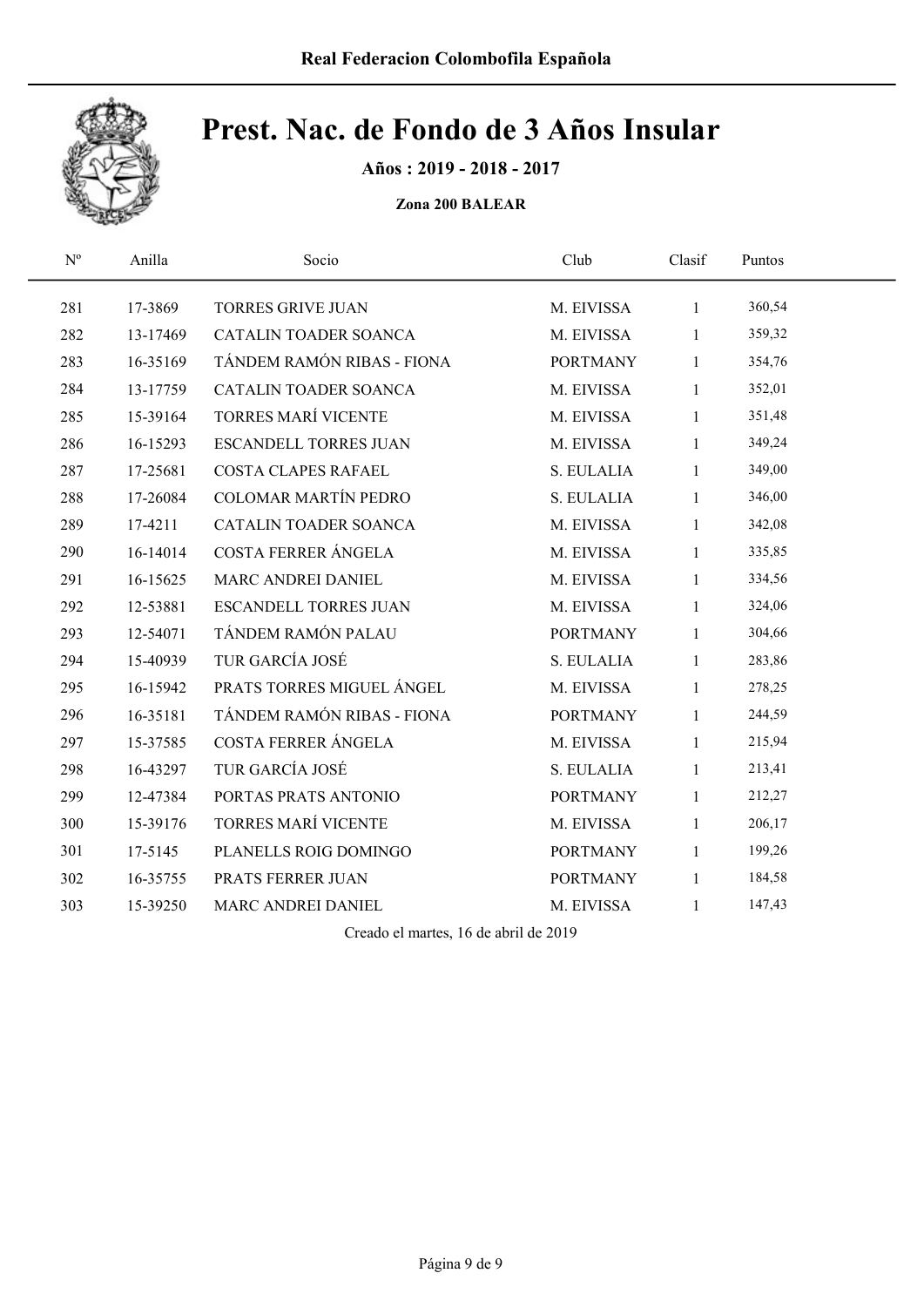Real Federacion Colombofila Española

# Prest. Nac. de Fondo de 3 Años Insular

**Años : 2019 - 2018 - 2017**

**Zona 200 BALEAR**

| Nº | Anilla | Socio | Club | Clasif | Puntos |
|---|---|---|---|---|---|
| 281 | 17-3869 | TORRES GRIVE JUAN | M. EIVISSA | 1 | 360,54 |
| 282 | 13-17469 | CATALIN TOADER SOANCA | M. EIVISSA | 1 | 359,32 |
| 283 | 16-35169 | TÁNDEM RAMÓN RIBAS - FIONA | PORTMANY | 1 | 354,76 |
| 284 | 13-17759 | CATALIN TOADER SOANCA | M. EIVISSA | 1 | 352,01 |
| 285 | 15-39164 | TORRES MARÍ VICENTE | M. EIVISSA | 1 | 351,48 |
| 286 | 16-15293 | ESCANDELL TORRES JUAN | M. EIVISSA | 1 | 349,24 |
| 287 | 17-25681 | COSTA CLAPES RAFAEL | S. EULALIA | 1 | 349,00 |
| 288 | 17-26084 | COLOMAR MARTÍN PEDRO | S. EULALIA | 1 | 346,00 |
| 289 | 17-4211 | CATALIN TOADER SOANCA | M. EIVISSA | 1 | 342,08 |
| 290 | 16-14014 | COSTA FERRER ÁNGELA | M. EIVISSA | 1 | 335,85 |
| 291 | 16-15625 | MARC ANDREI DANIEL | M. EIVISSA | 1 | 334,56 |
| 292 | 12-53881 | ESCANDELL TORRES JUAN | M. EIVISSA | 1 | 324,06 |
| 293 | 12-54071 | TÁNDEM RAMÓN PALAU | PORTMANY | 1 | 304,66 |
| 294 | 15-40939 | TUR GARCÍA JOSÉ | S. EULALIA | 1 | 283,86 |
| 295 | 16-15942 | PRATS TORRES MIGUEL ÁNGEL | M. EIVISSA | 1 | 278,25 |
| 296 | 16-35181 | TÁNDEM RAMÓN RIBAS - FIONA | PORTMANY | 1 | 244,59 |
| 297 | 15-37585 | COSTA FERRER ÁNGELA | M. EIVISSA | 1 | 215,94 |
| 298 | 16-43297 | TUR GARCÍA JOSÉ | S. EULALIA | 1 | 213,41 |
| 299 | 12-47384 | PORTAS PRATS ANTONIO | PORTMANY | 1 | 212,27 |
| 300 | 15-39176 | TORRES MARÍ VICENTE | M. EIVISSA | 1 | 206,17 |
| 301 | 17-5145 | PLANELLS ROIG DOMINGO | PORTMANY | 1 | 199,26 |
| 302 | 16-35755 | PRATS FERRER JUAN | PORTMANY | 1 | 184,58 |
| 303 | 15-39250 | MARC ANDREI DANIEL | M. EIVISSA | 1 | 147,43 |

Creado el martes, 16 de abril de 2019